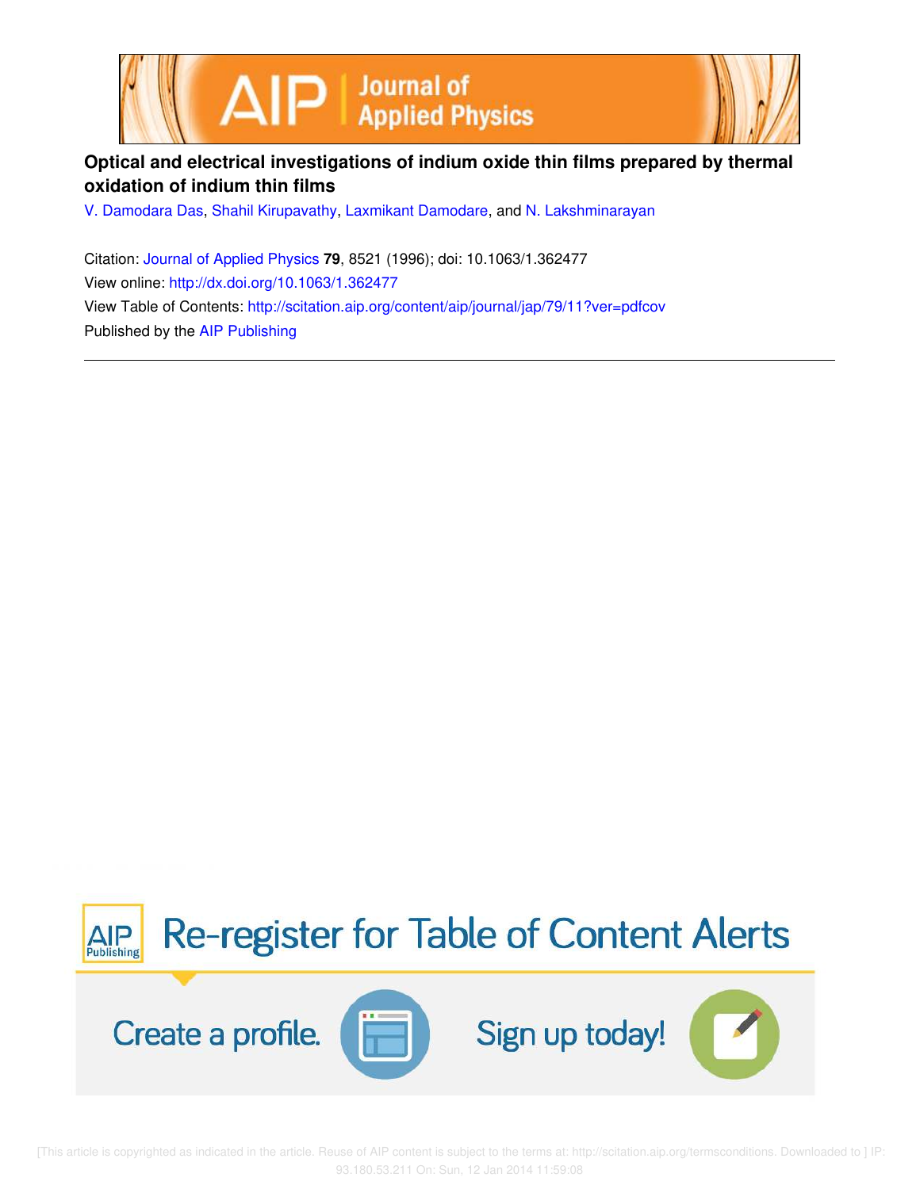# Optical and electrical investigations of indium oxide thin films prepared by thermal oxidation of indium thin films

V. Damodara Das, Shahil Kirupavathy, Laxmikant Damodare, and N. Lakshminarayan

Citation: Journal of Applied Physics **79**, 8521 (1996); doi: 10.1063/1.362477

View online: http://dx.doi.org/10.1063/1.362477

View Table of Contents: http://scitation.aip.org/content/aip/journal/jap/79/11?ver=pdfcov

Published by the AIP Publishing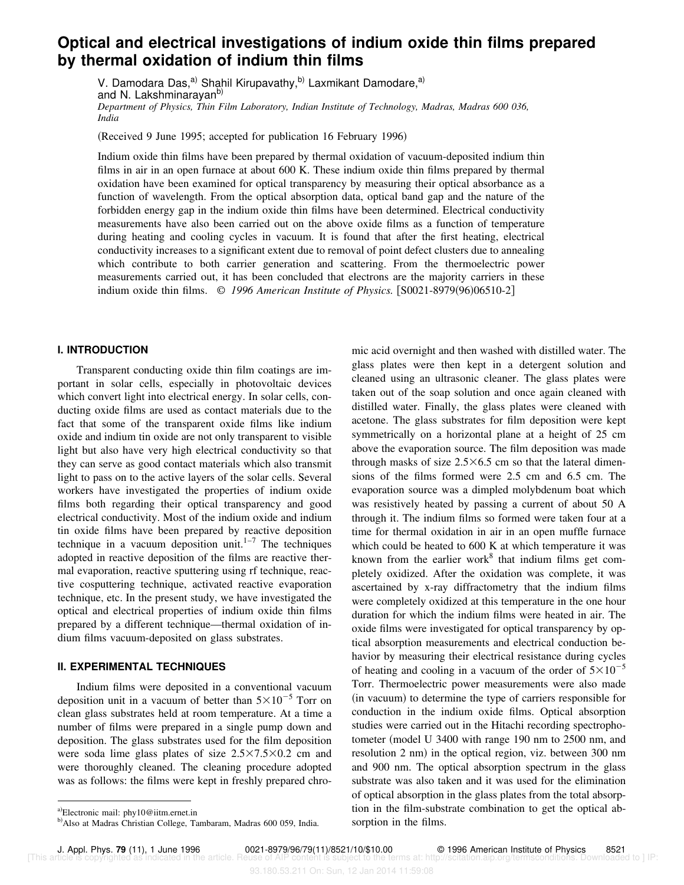# Optical and electrical investigations of indium oxide thin films prepared by thermal oxidation of indium thin films

V. Damodara Das,[a] Shahil Kirupavathy,[b] Laxmikant Damodare,[a] and N. Lakshminarayan[b]

*Department of Physics, Thin Film Laboratory, Indian Institute of Technology, Madras, Madras 600 036, India*

(Received 9 June 1995; accepted for publication 16 February 1996)

Indium oxide thin films have been prepared by thermal oxidation of vacuum-deposited indium thin films in air in an open furnace at about 600 K. These indium oxide thin films prepared by thermal oxidation have been examined for optical transparency by measuring their optical absorbance as a function of wavelength. From the optical absorption data, optical band gap and the nature of the forbidden energy gap in the indium oxide thin films have been determined. Electrical conductivity measurements have also been carried out on the above oxide films as a function of temperature during heating and cooling cycles in vacuum. It is found that after the first heating, electrical conductivity increases to a significant extent due to removal of point defect clusters due to annealing which contribute to both carrier generation and scattering. From the thermoelectric power measurements carried out, it has been concluded that electrons are the majority carriers in these indium oxide thin films. © *1996 American Institute of Physics.* [S0021-8979(96)06510-2]

## I. INTRODUCTION

Transparent conducting oxide thin film coatings are important in solar cells, especially in photovoltaic devices which convert light into electrical energy. In solar cells, conducting oxide films are used as contact materials due to the fact that some of the transparent oxide films like indium oxide and indium tin oxide are not only transparent to visible light but also have very high electrical conductivity so that they can serve as good contact materials which also transmit light to pass on to the active layers of the solar cells. Several workers have investigated the properties of indium oxide films both regarding their optical transparency and good electrical conductivity. Most of the indium oxide and indium tin oxide films have been prepared by reactive deposition technique in a vacuum deposition unit.[1–7] The techniques adopted in reactive deposition of the films are reactive thermal evaporation, reactive sputtering using rf technique, reactive cosputtering technique, activated reactive evaporation technique, etc. In the present study, we have investigated the optical and electrical properties of indium oxide thin films prepared by a different technique—thermal oxidation of indium films vacuum-deposited on glass substrates.

## II. EXPERIMENTAL TECHNIQUES

Indium films were deposited in a conventional vacuum deposition unit in a vacuum of better than $5\times10^{-5}$ Torr on clean glass substrates held at room temperature. At a time a number of films were prepared in a single pump down and deposition. The glass substrates used for the film deposition were soda lime glass plates of size $2.5\times7.5\times0.2$ cm and were thoroughly cleaned. The cleaning procedure adopted was as follows: the films were kept in freshly prepared chromic acid overnight and then washed with distilled water. The glass plates were then kept in a detergent solution and cleaned using an ultrasonic cleaner. The glass plates were taken out of the soap solution and once again cleaned with distilled water. Finally, the glass plates were cleaned with acetone. The glass substrates for film deposition were kept symmetrically on a horizontal plane at a height of 25 cm above the evaporation source. The film deposition was made through masks of size $2.5\times6.5$ cm so that the lateral dimensions of the films formed were 2.5 cm and 6.5 cm. The evaporation source was a dimpled molybdenum boat which was resistively heated by passing a current of about 50 A through it. The indium films so formed were taken four at a time for thermal oxidation in air in an open muffle furnace which could be heated to 600 K at which temperature it was known from the earlier work[8] that indium films get completely oxidized. After the oxidation was complete, it was ascertained by x-ray diffractometry that the indium films were completely oxidized at this temperature in the one hour duration for which the indium films were heated in air. The oxide films were investigated for optical transparency by optical absorption measurements and electrical conduction behavior by measuring their electrical resistance during cycles of heating and cooling in a vacuum of the order of $5\times10^{-5}$ Torr. Thermoelectric power measurements were also made (in vacuum) to determine the type of carriers responsible for conduction in the indium oxide films. Optical absorption studies were carried out in the Hitachi recording spectrophotometer (model U 3400 with range 190 nm to 2500 nm, and resolution 2 nm) in the optical region, viz. between 300 nm and 900 nm. The optical absorption spectrum in the glass substrate was also taken and it was used for the elimination of optical absorption in the glass plates from the total absorption in the film-substrate combination to get the optical absorption in the films.

[a]Electronic mail: phy10@iitm.ernet.in

[b]Also at Madras Christian College, Tambaram, Madras 600 059, India.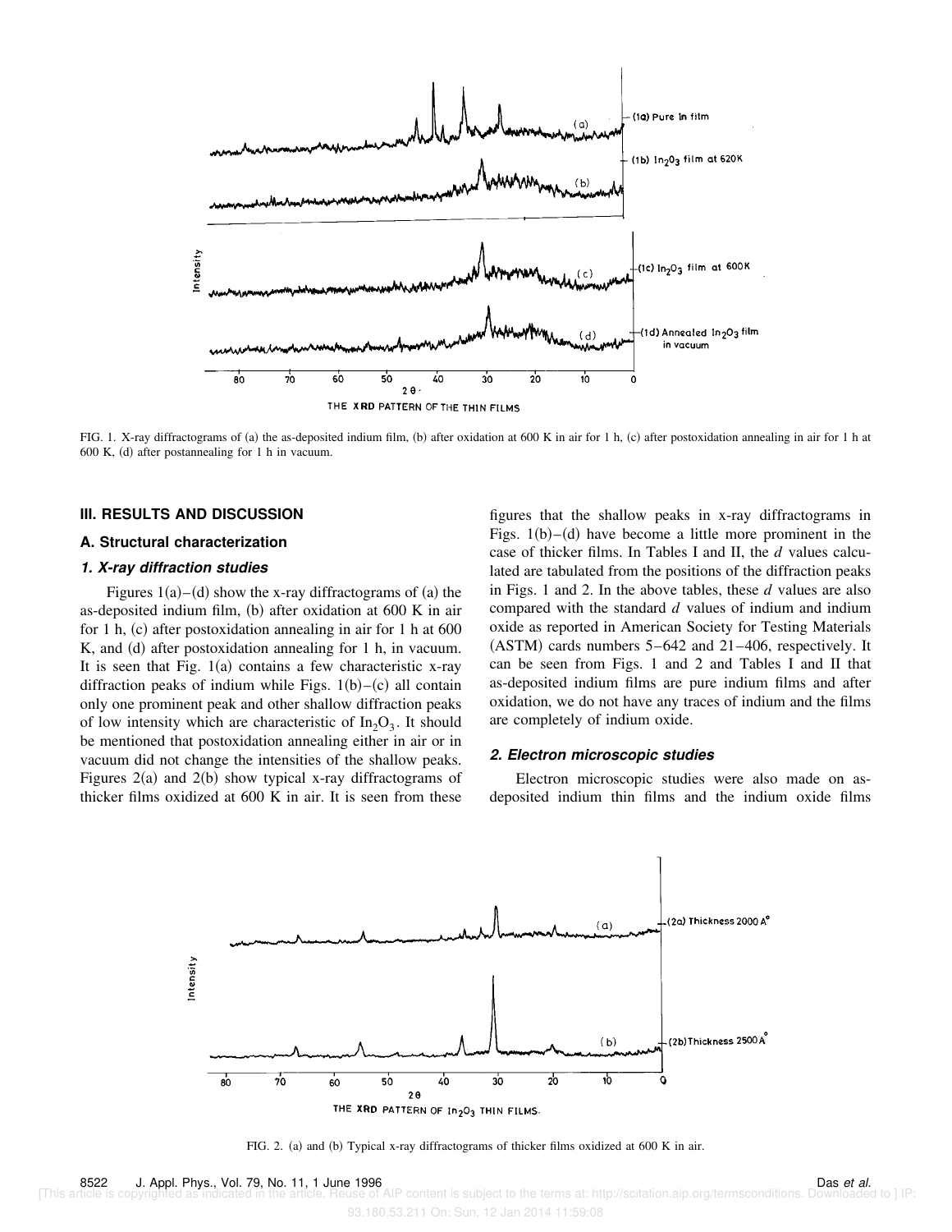FIG. 1. X-ray diffractograms of (a) the as-deposited indium film, (b) after oxidation at 600 K in air for 1 h, (c) after postoxidation annealing in air for 1 h at 600 K, (d) after postannealing for 1 h in vacuum.

## III. RESULTS AND DISCUSSION

### A. Structural characterization

#### *1. X-ray diffraction studies*

Figures 1(a)–(d) show the x-ray diffractograms of (a) the as-deposited indium film, (b) after oxidation at 600 K in air for 1 h, (c) after postoxidation annealing in air for 1 h at 600 K, and (d) after postoxidation annealing for 1 h, in vacuum. It is seen that Fig. 1(a) contains a few characteristic x-ray diffraction peaks of indium while Figs. 1(b)–(c) all contain only one prominent peak and other shallow diffraction peaks of low intensity which are characteristic of $In_2O_3$. It should be mentioned that postoxidation annealing either in air or in vacuum did not change the intensities of the shallow peaks. Figures 2(a) and 2(b) show typical x-ray diffractograms of thicker films oxidized at 600 K in air. It is seen from these figures that the shallow peaks in x-ray diffractograms in Figs. 1(b)–(d) have become a little more prominent in the case of thicker films. In Tables I and II, the *d* values calculated are tabulated from the positions of the diffraction peaks in Figs. 1 and 2. In the above tables, these *d* values are also compared with the standard *d* values of indium and indium oxide as reported in American Society for Testing Materials (ASTM) cards numbers 5–642 and 21–406, respectively. It can be seen from Figs. 1 and 2 and Tables I and II that as-deposited indium films are pure indium films and after oxidation, we do not have any traces of indium and the films are completely of indium oxide.

#### *2. Electron microscopic studies*

Electron microscopic studies were also made on as-deposited indium thin films and the indium oxide films

FIG. 2. (a) and (b) Typical x-ray diffractograms of thicker films oxidized at 600 K in air.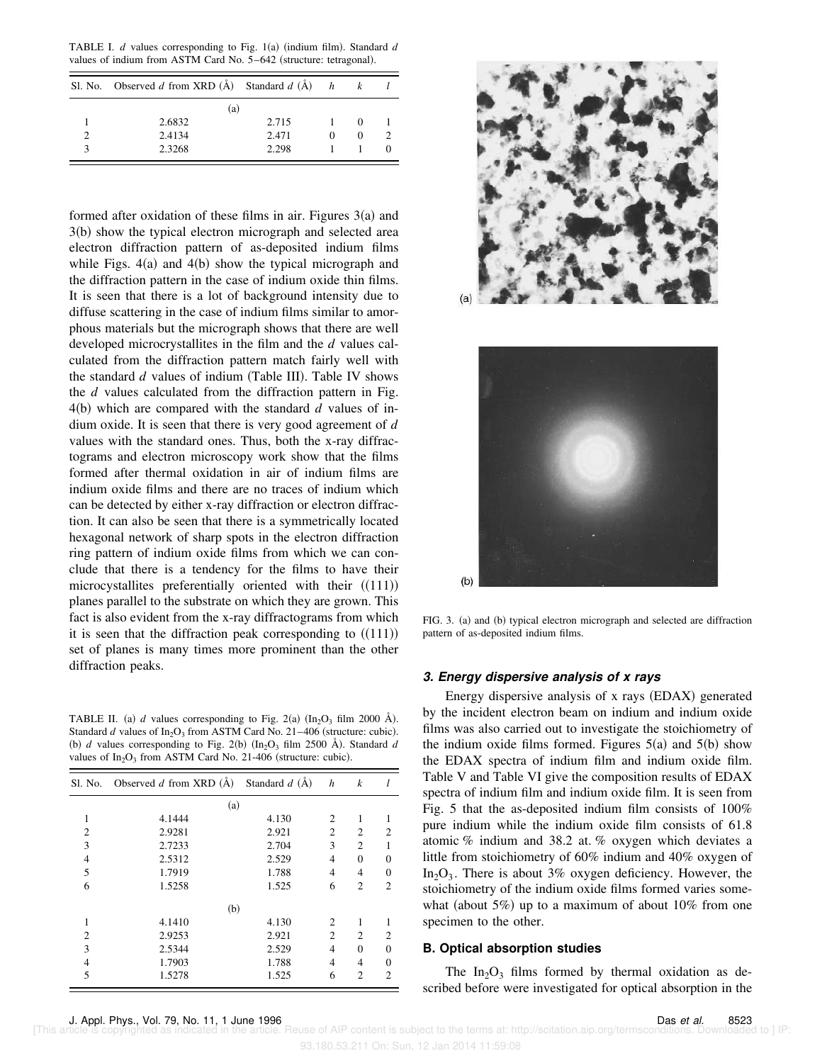TABLE I. $d$ values corresponding to Fig. 1(a) (indium film). Standard $d$ values of indium from ASTM Card No. 5–642 (structure: tetragonal).

| Sl. No. | Observed $d$ from XRD (Å) | Standard $d$ (Å) | $h$ | $k$ | $l$ |
|---|---|---|---|---|---|
| | | (a) | | | |
| 1 | 2.6832 | 2.715 | 1 | 0 | 1 |
| 2 | 2.4134 | 2.471 | 0 | 0 | 2 |
| 3 | 2.3268 | 2.298 | 1 | 1 | 0 |

formed after oxidation of these films in air. Figures 3(a) and 3(b) show the typical electron micrograph and selected area electron diffraction pattern of as-deposited indium films while Figs. 4(a) and 4(b) show the typical micrograph and the diffraction pattern in the case of indium oxide thin films. It is seen that there is a lot of background intensity due to diffuse scattering in the case of indium films similar to amorphous materials but the micrograph shows that there are well developed microcrystallites in the film and the $d$ values calculated from the diffraction pattern match fairly well with the standard $d$ values of indium (Table III). Table IV shows the $d$ values calculated from the diffraction pattern in Fig. 4(b) which are compared with the standard $d$ values of indium oxide. It is seen that there is very good agreement of $d$ values with the standard ones. Thus, both the x-ray diffractograms and electron microscopy work show that the films formed after thermal oxidation in air of indium films are indium oxide films and there are no traces of indium which can be detected by either x-ray diffraction or electron diffraction. It can also be seen that there is a symmetrically located hexagonal network of sharp spots in the electron diffraction ring pattern of indium oxide films from which we can conclude that there is a tendency for the films to have their microcystallites preferentially oriented with their ((111)) planes parallel to the substrate on which they are grown. This fact is also evident from the x-ray diffractograms from which it is seen that the diffraction peak corresponding to ((111)) set of planes is many times more prominent than the other diffraction peaks.

TABLE II. (a) $d$ values corresponding to Fig. 2(a) ($In_2O_3$ film 2000 Å). Standard $d$ values of $In_2O_3$ from ASTM Card No. 21–406 (structure: cubic). (b) $d$ values corresponding to Fig. 2(b) ($In_2O_3$ film 2500 Å). Standard $d$ values of $In_2O_3$ from ASTM Card No. 21-406 (structure: cubic).

| Sl. No. | Observed $d$ from XRD (Å) | Standard $d$ (Å) | $h$ | $k$ | $l$ |
|---|---|---|---|---|---|
| | | (a) | | | |
| 1 | 4.1444 | 4.130 | 2 | 1 | 1 |
| 2 | 2.9281 | 2.921 | 2 | 2 | 2 |
| 3 | 2.7233 | 2.704 | 3 | 2 | 1 |
| 4 | 2.5312 | 2.529 | 4 | 0 | 0 |
| 5 | 1.7919 | 1.788 | 4 | 4 | 0 |
| 6 | 1.5258 | 1.525 | 6 | 2 | 2 |
| | | (b) | | | |
| 1 | 4.1410 | 4.130 | 2 | 1 | 1 |
| 2 | 2.9253 | 2.921 | 2 | 2 | 2 |
| 3 | 2.5344 | 2.529 | 4 | 0 | 0 |
| 4 | 1.7903 | 1.788 | 4 | 4 | 0 |
| 5 | 1.5278 | 1.525 | 6 | 2 | 2 |

FIG. 3. (a) and (b) typical electron micrograph and selected are diffraction pattern of as-deposited indium films.

### 3. Energy dispersive analysis of x rays

Energy dispersive analysis of x rays (EDAX) generated by the incident electron beam on indium and indium oxide films was also carried out to investigate the stoichiometry of the indium oxide films formed. Figures 5(a) and 5(b) show the EDAX spectra of indium film and indium oxide film. Table V and Table VI give the composition results of EDAX spectra of indium film and indium oxide film. It is seen from Fig. 5 that the as-deposited indium film consists of 100% pure indium while the indium oxide film consists of 61.8 atomic % indium and 38.2 at. % oxygen which deviates a little from stoichiometry of 60% indium and 40% oxygen of $In_2O_3$. There is about 3% oxygen deficiency. However, the stoichiometry of the indium oxide films formed varies somewhat (about 5%) up to a maximum of about 10% from one specimen to the other.

## B. Optical absorption studies

The $In_2O_3$ films formed by thermal oxidation as described before were investigated for optical absorption in the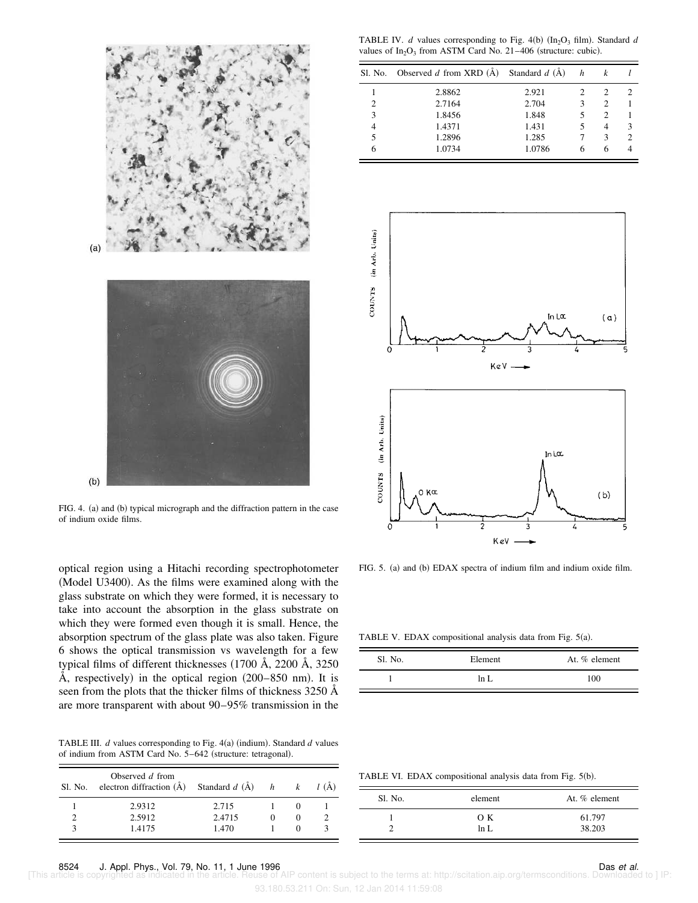FIG. 4. (a) and (b) typical micrograph and the diffraction pattern in the case of indium oxide films.

optical region using a Hitachi recording spectrophotometer (Model U3400). As the films were examined along with the glass substrate on which they were formed, it is necessary to take into account the absorption in the glass substrate on which they were formed even though it is small. Hence, the absorption spectrum of the glass plate was also taken. Figure 6 shows the optical transmission vs wavelength for a few typical films of different thicknesses (1700 Å, 2200 Å, 3250 Å, respectively) in the optical region (200–850 nm). It is seen from the plots that the thicker films of thickness 3250 Å are more transparent with about 90–95% transmission in the

TABLE III. $d$ values corresponding to Fig. 4(a) (indium). Standard $d$ values of indium from ASTM Card No. 5–642 (structure: tetragonal).

| Sl. No. | Observed $d$ from electron diffraction (Å) | Standard $d$ (Å) | $h$ | $k$ | $l$ (Å) |
|---|---|---|---|---|---|
| 1 | 2.9312 | 2.715 | 1 | 0 | 1 |
| 2 | 2.5912 | 2.4715 | 0 | 0 | 2 |
| 3 | 1.4175 | 1.470 | 1 | 0 | 3 |

TABLE IV. $d$ values corresponding to Fig. 4(b) ($In_2O_3$ film). Standard $d$ values of $In_2O_3$ from ASTM Card No. 21–406 (structure: cubic).

| Sl. No. | Observed $d$ from XRD (Å) | Standard $d$ (Å) | $h$ | $k$ | $l$ |
|---|---|---|---|---|---|
| 1 | 2.8862 | 2.921 | 2 | 2 | 2 |
| 2 | 2.7164 | 2.704 | 3 | 2 | 1 |
| 3 | 1.8456 | 1.848 | 5 | 2 | 1 |
| 4 | 1.4371 | 1.431 | 5 | 4 | 3 |
| 5 | 1.2896 | 1.285 | 7 | 3 | 2 |
| 6 | 1.0734 | 1.0786 | 6 | 6 | 4 |

FIG. 5. (a) and (b) EDAX spectra of indium film and indium oxide film.

TABLE V. EDAX compositional analysis data from Fig. 5(a).

| Sl. No. | Element | At. % element |
|---|---|---|
| 1 | ln L | 100 |

TABLE VI. EDAX compositional analysis data from Fig. 5(b).

| Sl. No. | element | At. % element |
|---|---|---|
| 1 | O K | 61.797 |
| 2 | ln L | 38.203 |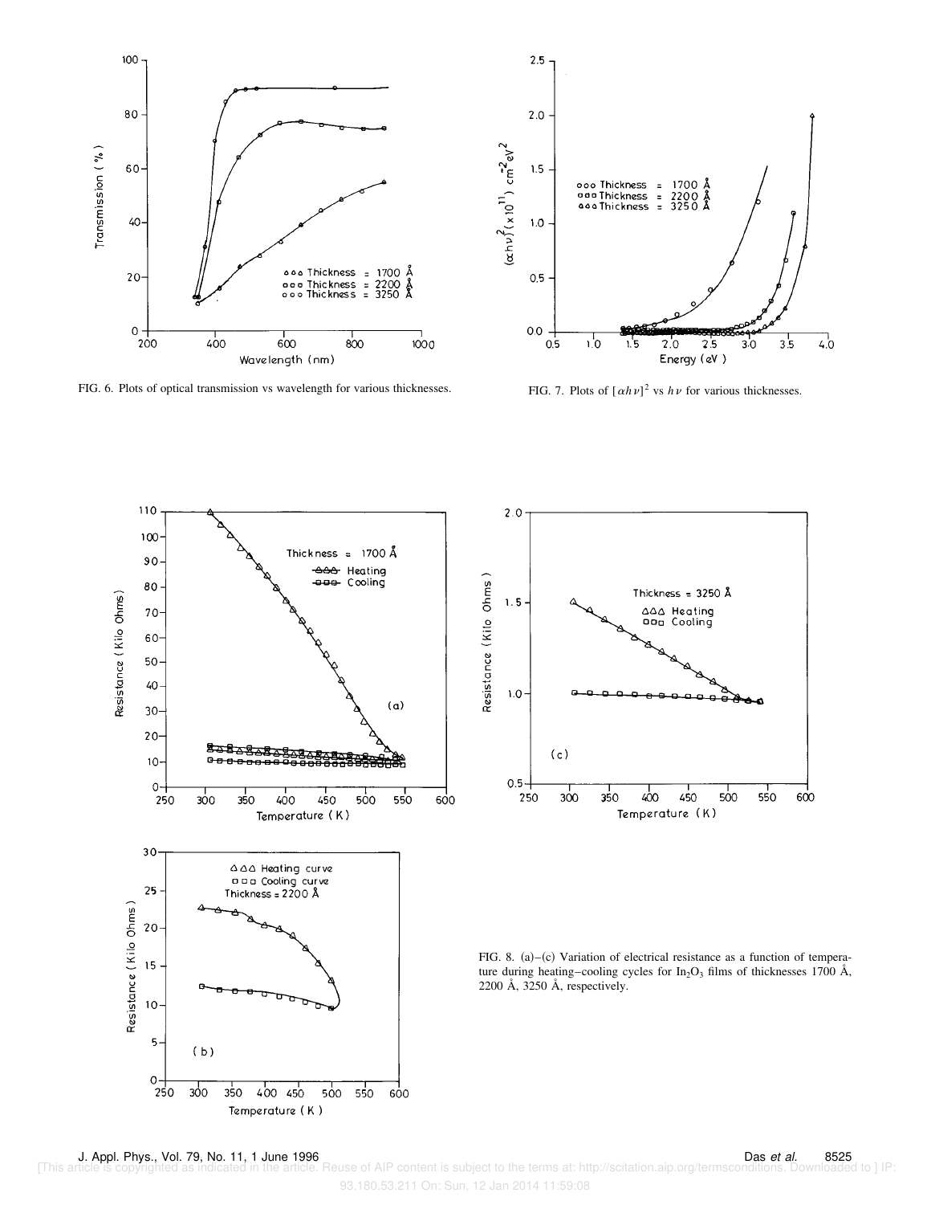FIG. 6. Plots of optical transmission vs wavelength for various thicknesses.

FIG. 7. Plots of $[\alpha h\nu]^2$ vs $h\nu$ for various thicknesses.

FIG. 8. (a)–(c) Variation of electrical resistance as a function of temperature during heating–cooling cycles for $In_2O_3$ films of thicknesses 1700 Å, 2200 Å, 3250 Å, respectively.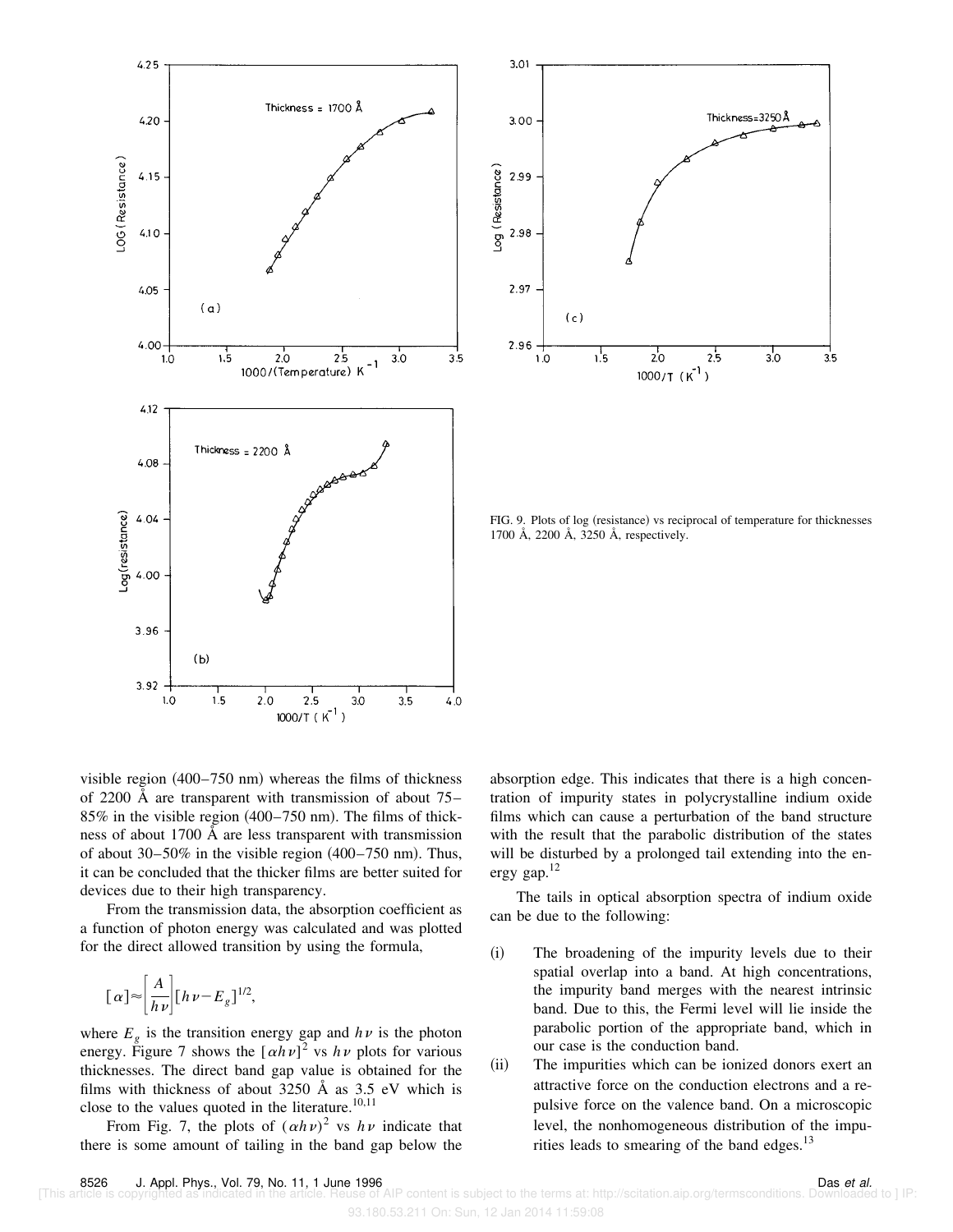FIG. 9. Plots of log (resistance) vs reciprocal of temperature for thicknesses 1700 Å, 2200 Å, 3250 Å, respectively.

visible region (400–750 nm) whereas the films of thickness of 2200 Å are transparent with transmission of about 75–85% in the visible region (400–750 nm). The films of thickness of about 1700 Å are less transparent with transmission of about 30–50% in the visible region (400–750 nm). Thus, it can be concluded that the thicker films are better suited for devices due to their high transparency.

From the transmission data, the absorption coefficient as a function of photon energy was calculated and was plotted for the direct allowed transition by using the formula,

$$[\alpha] \approx \left[\frac{A}{h\nu}\right][h\nu - E_g]^{1/2},$$

where $E_g$ is the transition energy gap and $h\nu$ is the photon energy. Figure 7 shows the $[\alpha h\nu]^2$ vs $h\nu$ plots for various thicknesses. The direct band gap value is obtained for the films with thickness of about 3250 Å as 3.5 eV which is close to the values quoted in the literature.[10,11]

From Fig. 7, the plots of $(\alpha h\nu)^2$ vs $h\nu$ indicate that there is some amount of tailing in the band gap below the absorption edge. This indicates that there is a high concentration of impurity states in polycrystalline indium oxide films which can cause a perturbation of the band structure with the result that the parabolic distribution of the states will be disturbed by a prolonged tail extending into the energy gap.[12]

The tails in optical absorption spectra of indium oxide can be due to the following:

(i) The broadening of the impurity levels due to their spatial overlap into a band. At high concentrations, the impurity band merges with the nearest intrinsic band. Due to this, the Fermi level will lie inside the parabolic portion of the appropriate band, which in our case is the conduction band.

(ii) The impurities which can be ionized donors exert an attractive force on the conduction electrons and a repulsive force on the valence band. On a microscopic level, the nonhomogeneous distribution of the impurities leads to smearing of the band edges.[13]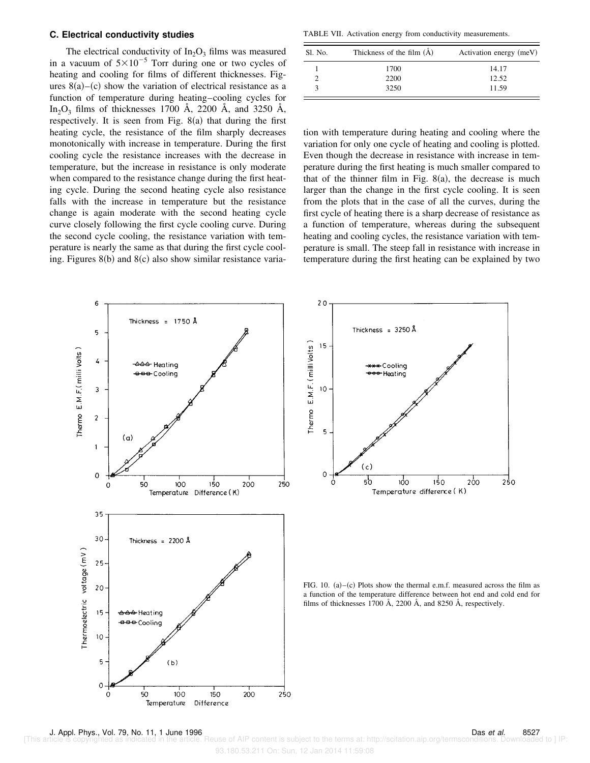### C. Electrical conductivity studies

The electrical conductivity of $In_2O_3$ films was measured in a vacuum of $5\times10^{-5}$ Torr during one or two cycles of heating and cooling for films of different thicknesses. Figures 8(a)–(c) show the variation of electrical resistance as a function of temperature during heating–cooling cycles for $In_2O_3$ films of thicknesses 1700 Å, 2200 Å, and 3250 Å, respectively. It is seen from Fig. 8(a) that during the first heating cycle, the resistance of the film sharply decreases monotonically with increase in temperature. During the first cooling cycle the resistance increases with the decrease in temperature, but the increase in resistance is only moderate when compared to the resistance change during the first heating cycle. During the second heating cycle also resistance falls with the increase in temperature but the resistance change is again moderate with the second heating cycle curve closely following the first cycle cooling curve. During the second cycle cooling, the resistance variation with temperature is nearly the same as that during the first cycle cooling. Figures 8(b) and 8(c) also show similar resistance variation with temperature during heating and cooling where the variation for only one cycle of heating and cooling is plotted. Even though the decrease in resistance with increase in temperature during the first heating is much smaller compared to that of the thinner film in Fig. 8(a), the decrease is much larger than the change in the first cycle cooling. It is seen from the plots that in the case of all the curves, during the first cycle of heating there is a sharp decrease of resistance as a function of temperature, whereas during the subsequent heating and cooling cycles, the resistance variation with temperature is small. The steep fall in resistance with increase in temperature during the first heating can be explained by two

TABLE VII. Activation energy from conductivity measurements.

| Sl. No. | Thickness of the film (Å) | Activation energy (meV) |
|---|---|---|
| 1 | 1700 | 14.17 |
| 2 | 2200 | 12.52 |
| 3 | 3250 | 11.59 |

FIG. 10. (a)–(c) Plots show the thermal e.m.f. measured across the film as a function of the temperature difference between hot end and cold end for films of thicknesses 1700 Å, 2200 Å, and 8250 Å, respectively.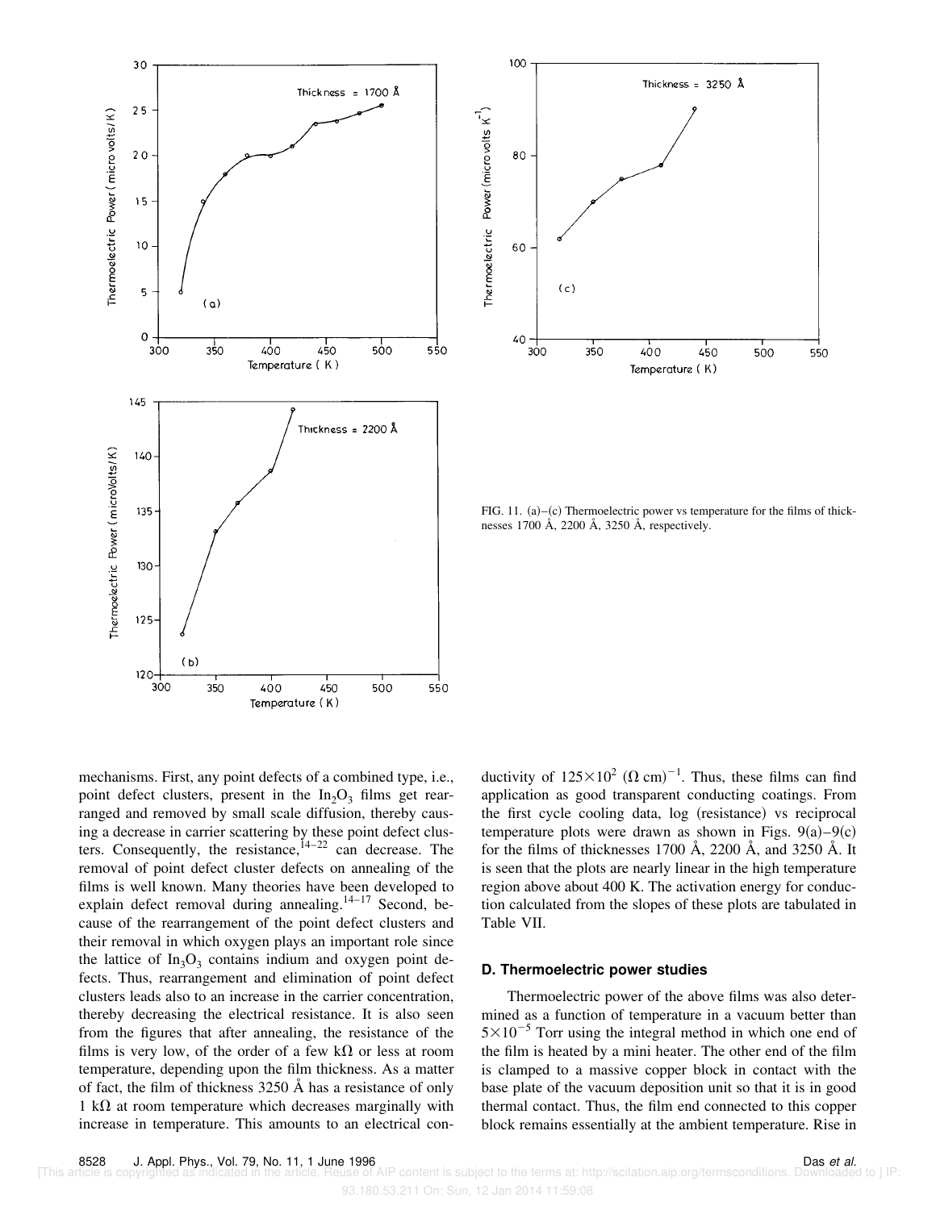FIG. 11. (a)–(c) Thermoelectric power vs temperature for the films of thicknesses 1700 Å, 2200 Å, 3250 Å, respectively.

mechanisms. First, any point defects of a combined type, i.e., point defect clusters, present in the $In_2O_3$ films get rearranged and removed by small scale diffusion, thereby causing a decrease in carrier scattering by these point defect clusters. Consequently, the resistance,[14–22] can decrease. The removal of point defect cluster defects on annealing of the films is well known. Many theories have been developed to explain defect removal during annealing.[14–17] Second, because of the rearrangement of the point defect clusters and their removal in which oxygen plays an important role since the lattice of $In_3O_3$ contains indium and oxygen point defects. Thus, rearrangement and elimination of point defect clusters leads also to an increase in the carrier concentration, thereby decreasing the electrical resistance. It is also seen from the figures that after annealing, the resistance of the films is very low, of the order of a few kΩ or less at room temperature, depending upon the film thickness. As a matter of fact, the film of thickness 3250 Å has a resistance of only 1 kΩ at room temperature which decreases marginally with increase in temperature. This amounts to an electrical conductivity of $125\times10^2$ $(\Omega\,\text{cm})^{-1}$. Thus, these films can find application as good transparent conducting coatings. From the first cycle cooling data, log (resistance) vs reciprocal temperature plots were drawn as shown in Figs. 9(a)–9(c) for the films of thicknesses 1700 Å, 2200 Å, and 3250 Å. It is seen that the plots are nearly linear in the high temperature region above about 400 K. The activation energy for conduction calculated from the slopes of these plots are tabulated in Table VII.

### D. Thermoelectric power studies

Thermoelectric power of the above films was also determined as a function of temperature in a vacuum better than $5\times10^{-5}$ Torr using the integral method in which one end of the film is heated by a mini heater. The other end of the film is clamped to a massive copper block in contact with the base plate of the vacuum deposition unit so that it is in good thermal contact. Thus, the film end connected to this copper block remains essentially at the ambient temperature. Rise in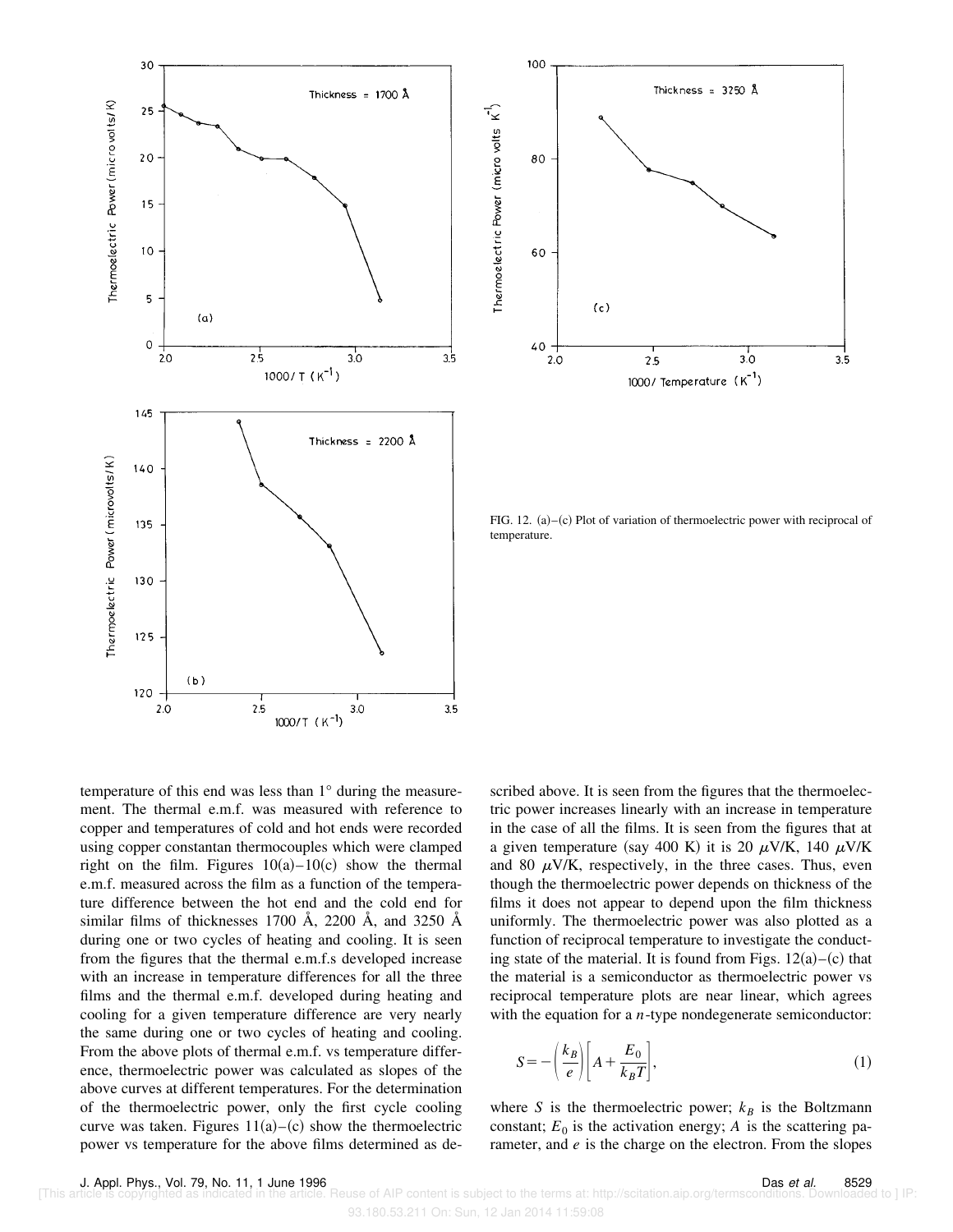FIG. 12. (a)–(c) Plot of variation of thermoelectric power with reciprocal of temperature.

temperature of this end was less than 1° during the measurement. The thermal e.m.f. was measured with reference to copper and temperatures of cold and hot ends were recorded using copper constantan thermocouples which were clamped right on the film. Figures 10(a)–10(c) show the thermal e.m.f. measured across the film as a function of the temperature difference between the hot end and the cold end for similar films of thicknesses 1700 Å, 2200 Å, and 3250 Å during one or two cycles of heating and cooling. It is seen from the figures that the thermal e.m.f.s developed increase with an increase in temperature differences for all the three films and the thermal e.m.f. developed during heating and cooling for a given temperature difference are very nearly the same during one or two cycles of heating and cooling. From the above plots of thermal e.m.f. vs temperature difference, thermoelectric power was calculated as slopes of the above curves at different temperatures. For the determination of the thermoelectric power, only the first cycle cooling curve was taken. Figures 11(a)–(c) show the thermoelectric power vs temperature for the above films determined as described above. It is seen from the figures that the thermoelectric power increases linearly with an increase in temperature in the case of all the films. It is seen from the figures that at a given temperature (say 400 K) it is 20 $\mu$V/K, 140 $\mu$V/K and 80 $\mu$V/K, respectively, in the three cases. Thus, even though the thermoelectric power depends on thickness of the films it does not appear to depend upon the film thickness uniformly. The thermoelectric power was also plotted as a function of reciprocal temperature to investigate the conducting state of the material. It is found from Figs. 12(a)–(c) that the material is a semiconductor as thermoelectric power vs reciprocal temperature plots are near linear, which agrees with the equation for a *n*-type nondegenerate semiconductor:

$$S = -\left(\frac{k_B}{e}\right)\left[A + \frac{E_0}{k_B T}\right], \tag{1}$$

where $S$ is the thermoelectric power; $k_B$ is the Boltzmann constant; $E_0$ is the activation energy; $A$ is the scattering parameter, and $e$ is the charge on the electron. From the slopes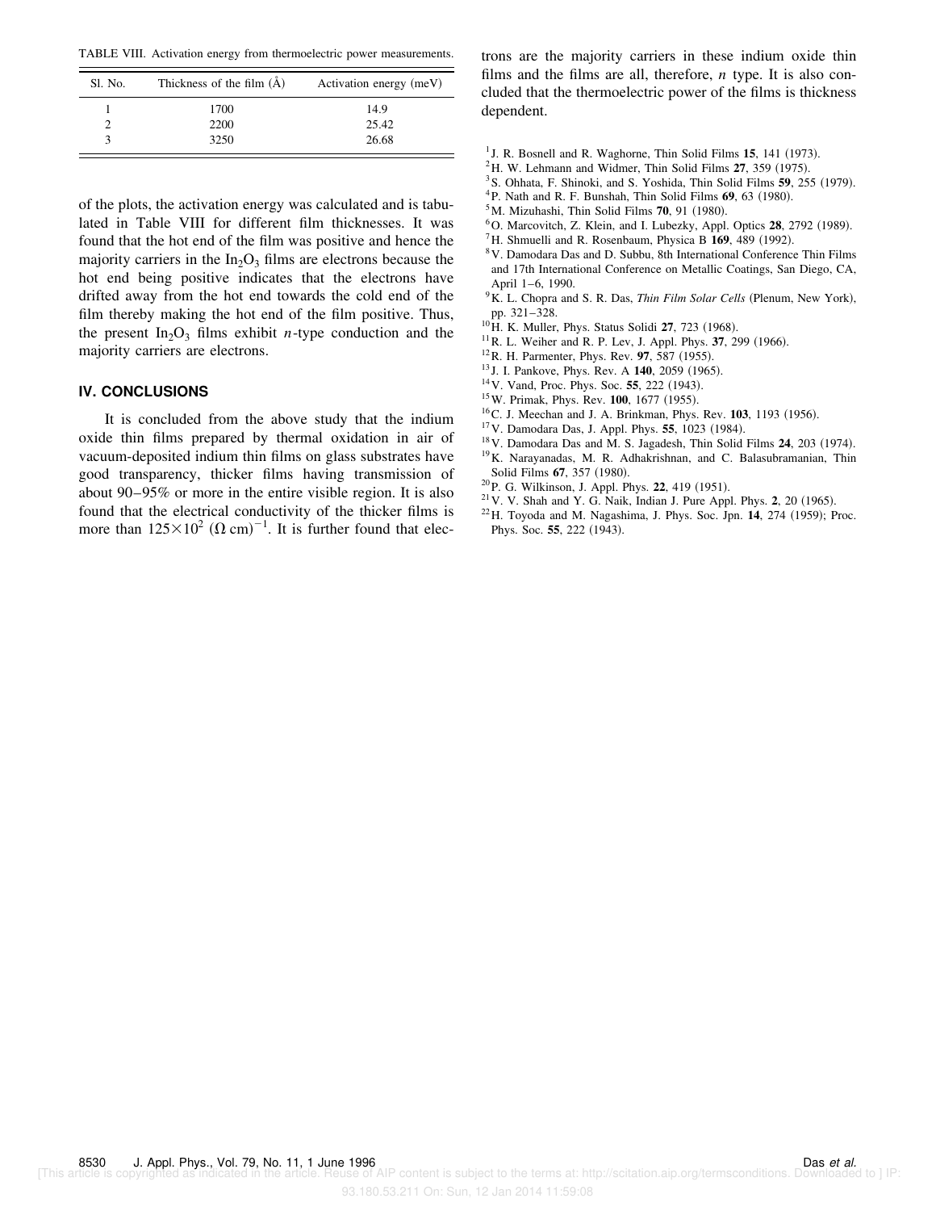TABLE VIII. Activation energy from thermoelectric power measurements.

| Sl. No. | Thickness of the film (Å) | Activation energy (meV) |
|---|---|---|
| 1 | 1700 | 14.9 |
| 2 | 2200 | 25.42 |
| 3 | 3250 | 26.68 |

of the plots, the activation energy was calculated and is tabulated in Table VIII for different film thicknesses. It was found that the hot end of the film was positive and hence the majority carriers in the $In_2O_3$ films are electrons because the hot end being positive indicates that the electrons have drifted away from the hot end towards the cold end of the film thereby making the hot end of the film positive. Thus, the present $In_2O_3$ films exhibit $n$-type conduction and the majority carriers are electrons.

## IV. CONCLUSIONS

It is concluded from the above study that the indium oxide thin films prepared by thermal oxidation in air of vacuum-deposited indium thin films on glass substrates have good transparency, thicker films having transmission of about 90–95% or more in the entire visible region. It is also found that the electrical conductivity of the thicker films is more than $125\times10^2$ $(\Omega\ \mathrm{cm})^{-1}$. It is further found that electrons are the majority carriers in these indium oxide thin films and the films are all, therefore, $n$ type. It is also concluded that the thermoelectric power of the films is thickness dependent.

[1] J. R. Bosnell and R. Waghorne, Thin Solid Films **15**, 141 (1973).
[2] H. W. Lehmann and Widmer, Thin Solid Films **27**, 359 (1975).
[3] S. Ohhata, F. Shinoki, and S. Yoshida, Thin Solid Films **59**, 255 (1979).
[4] P. Nath and R. F. Bunshah, Thin Solid Films **69**, 63 (1980).
[5] M. Mizuhashi, Thin Solid Films **70**, 91 (1980).
[6] O. Marcovitch, Z. Klein, and I. Lubezky, Appl. Optics **28**, 2792 (1989).
[7] H. Shmuelli and R. Rosenbaum, Physica B **169**, 489 (1992).
[8] V. Damodara Das and D. Subbu, 8th International Conference Thin Films and 17th International Conference on Metallic Coatings, San Diego, CA, April 1–6, 1990.
[9] K. L. Chopra and S. R. Das, *Thin Film Solar Cells* (Plenum, New York), pp. 321–328.
[10] H. K. Muller, Phys. Status Solidi **27**, 723 (1968).
[11] R. L. Weiher and R. P. Lev, J. Appl. Phys. **37**, 299 (1966).
[12] R. H. Parmenter, Phys. Rev. **97**, 587 (1955).
[13] J. I. Pankove, Phys. Rev. A **140**, 2059 (1965).
[14] V. Vand, Proc. Phys. Soc. **55**, 222 (1943).
[15] W. Primak, Phys. Rev. **100**, 1677 (1955).
[16] C. J. Meechan and J. A. Brinkman, Phys. Rev. **103**, 1193 (1956).
[17] V. Damodara Das, J. Appl. Phys. **55**, 1023 (1984).
[18] V. Damodara Das and M. S. Jagadesh, Thin Solid Films **24**, 203 (1974).
[19] K. Narayanadas, M. R. Adhakrishnan, and C. Balasubramanian, Thin Solid Films **67**, 357 (1980).
[20] P. G. Wilkinson, J. Appl. Phys. **22**, 419 (1951).
[21] V. V. Shah and Y. G. Naik, Indian J. Pure Appl. Phys. **2**, 20 (1965).
[22] H. Toyoda and M. Nagashima, J. Phys. Soc. Jpn. **14**, 274 (1959); Proc. Phys. Soc. **55**, 222 (1943).